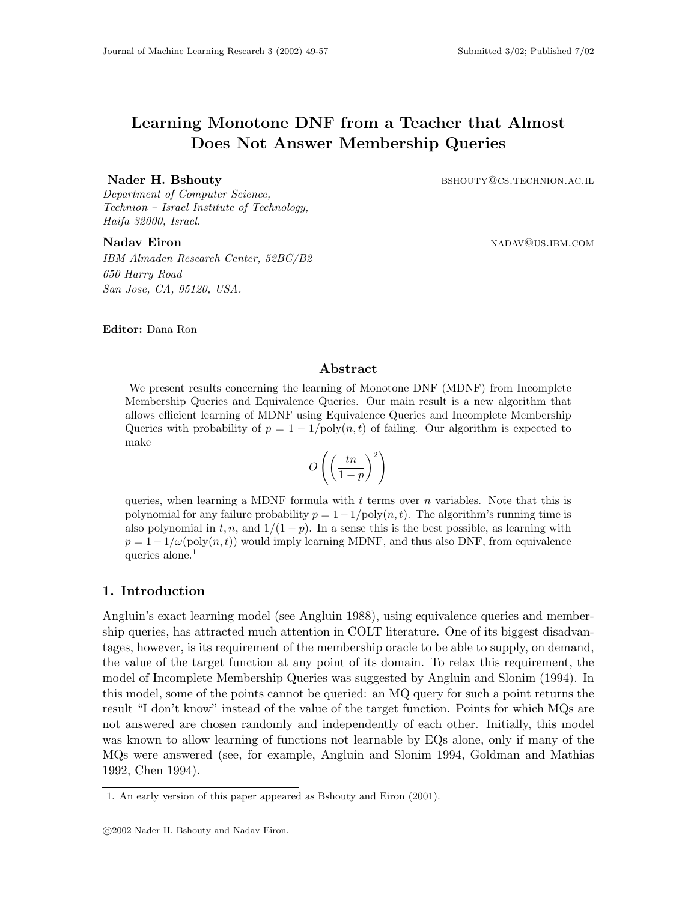# Learning Monotone DNF from a Teacher that Almost Does Not Answer Membership Queries

**Nader H. Bshouty** BSHOUTY@CS.TECHNION.AC.IL
*Department of Computer Science,*
*Technion – Israel Institute of Technology,*
*Haifa 32000, Israel.*

**Nadav Eiron** NADAV@US.IBM.COM
*IBM Almaden Research Center, 52BC/B2*
*650 Harry Road*
*San Jose, CA, 95120, USA.*

**Editor:** Dana Ron

## Abstract

We present results concerning the learning of Monotone DNF (MDNF) from Incomplete Membership Queries and Equivalence Queries. Our main result is a new algorithm that allows efficient learning of MDNF using Equivalence Queries and Incomplete Membership Queries with probability of $p = 1 - 1/\text{poly}(n, t)$ of failing. Our algorithm is expected to make

$$O\left(\left(\frac{tn}{1-p}\right)^2\right)$$

queries, when learning a MDNF formula with $t$ terms over $n$ variables. Note that this is polynomial for any failure probability $p = 1 - 1/\text{poly}(n, t)$. The algorithm's running time is also polynomial in $t, n$, and $1/(1-p)$. In a sense this is the best possible, as learning with $p = 1 - 1/\omega(\text{poly}(n, t))$ would imply learning MDNF, and thus also DNF, from equivalence queries alone.[1]

## 1. Introduction

Angluin's exact learning model (see Angluin 1988), using equivalence queries and membership queries, has attracted much attention in COLT literature. One of its biggest disadvantages, however, is its requirement of the membership oracle to be able to supply, on demand, the value of the target function at any point of its domain. To relax this requirement, the model of Incomplete Membership Queries was suggested by Angluin and Slonim (1994). In this model, some of the points cannot be queried: an MQ query for such a point returns the result "I don't know" instead of the value of the target function. Points for which MQs are not answered are chosen randomly and independently of each other. Initially, this model was known to allow learning of functions not learnable by EQs alone, only if many of the MQs were answered (see, for example, Angluin and Slonim 1994, Goldman and Mathias 1992, Chen 1994).

1. An early version of this paper appeared as Bshouty and Eiron (2001).

©2002 Nader H. Bshouty and Nadav Eiron.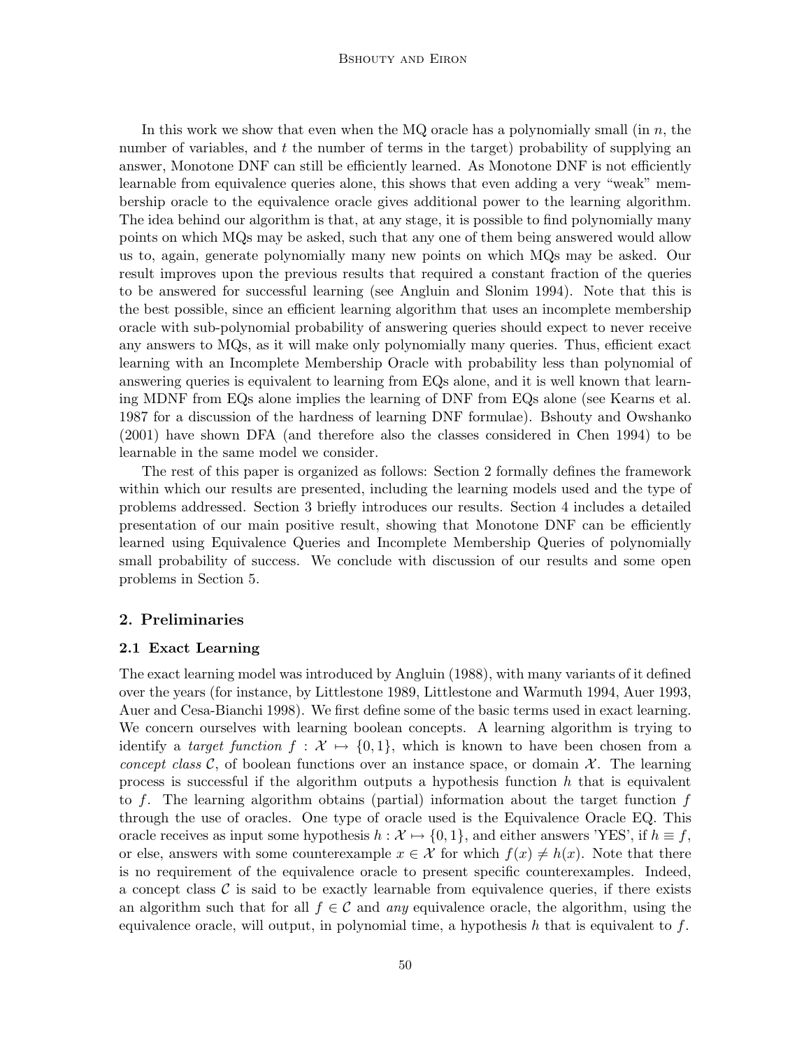In this work we show that even when the MQ oracle has a polynomially small (in $n$, the number of variables, and $t$ the number of terms in the target) probability of supplying an answer, Monotone DNF can still be efficiently learned. As Monotone DNF is not efficiently learnable from equivalence queries alone, this shows that even adding a very "weak" membership oracle to the equivalence oracle gives additional power to the learning algorithm. The idea behind our algorithm is that, at any stage, it is possible to find polynomially many points on which MQs may be asked, such that any one of them being answered would allow us to, again, generate polynomially many new points on which MQs may be asked. Our result improves upon the previous results that required a constant fraction of the queries to be answered for successful learning (see Angluin and Slonim 1994). Note that this is the best possible, since an efficient learning algorithm that uses an incomplete membership oracle with sub-polynomial probability of answering queries should expect to never receive any answers to MQs, as it will make only polynomially many queries. Thus, efficient exact learning with an Incomplete Membership Oracle with probability less than polynomial of answering queries is equivalent to learning from EQs alone, and it is well known that learning MDNF from EQs alone implies the learning of DNF from EQs alone (see Kearns et al. 1987 for a discussion of the hardness of learning DNF formulae). Bshouty and Owshanko (2001) have shown DFA (and therefore also the classes considered in Chen 1994) to be learnable in the same model we consider.

The rest of this paper is organized as follows: Section 2 formally defines the framework within which our results are presented, including the learning models used and the type of problems addressed. Section 3 briefly introduces our results. Section 4 includes a detailed presentation of our main positive result, showing that Monotone DNF can be efficiently learned using Equivalence Queries and Incomplete Membership Queries of polynomially small probability of success. We conclude with discussion of our results and some open problems in Section 5.

## 2. Preliminaries

### 2.1 Exact Learning

The exact learning model was introduced by Angluin (1988), with many variants of it defined over the years (for instance, by Littlestone 1989, Littlestone and Warmuth 1994, Auer 1993, Auer and Cesa-Bianchi 1998). We first define some of the basic terms used in exact learning. We concern ourselves with learning boolean concepts. A learning algorithm is trying to identify a *target function* $f : \mathcal{X} \mapsto \{0, 1\}$, which is known to have been chosen from a *concept class* $\mathcal{C}$, of boolean functions over an instance space, or domain $\mathcal{X}$. The learning process is successful if the algorithm outputs a hypothesis function $h$ that is equivalent to $f$. The learning algorithm obtains (partial) information about the target function $f$ through the use of oracles. One type of oracle used is the Equivalence Oracle EQ. This oracle receives as input some hypothesis $h : \mathcal{X} \mapsto \{0, 1\}$, and either answers 'YES', if $h \equiv f$, or else, answers with some counterexample $x \in \mathcal{X}$ for which $f(x) \neq h(x)$. Note that there is no requirement of the equivalence oracle to present specific counterexamples. Indeed, a concept class $\mathcal{C}$ is said to be exactly learnable from equivalence queries, if there exists an algorithm such that for all $f \in \mathcal{C}$ and *any* equivalence oracle, the algorithm, using the equivalence oracle, will output, in polynomial time, a hypothesis $h$ that is equivalent to $f$.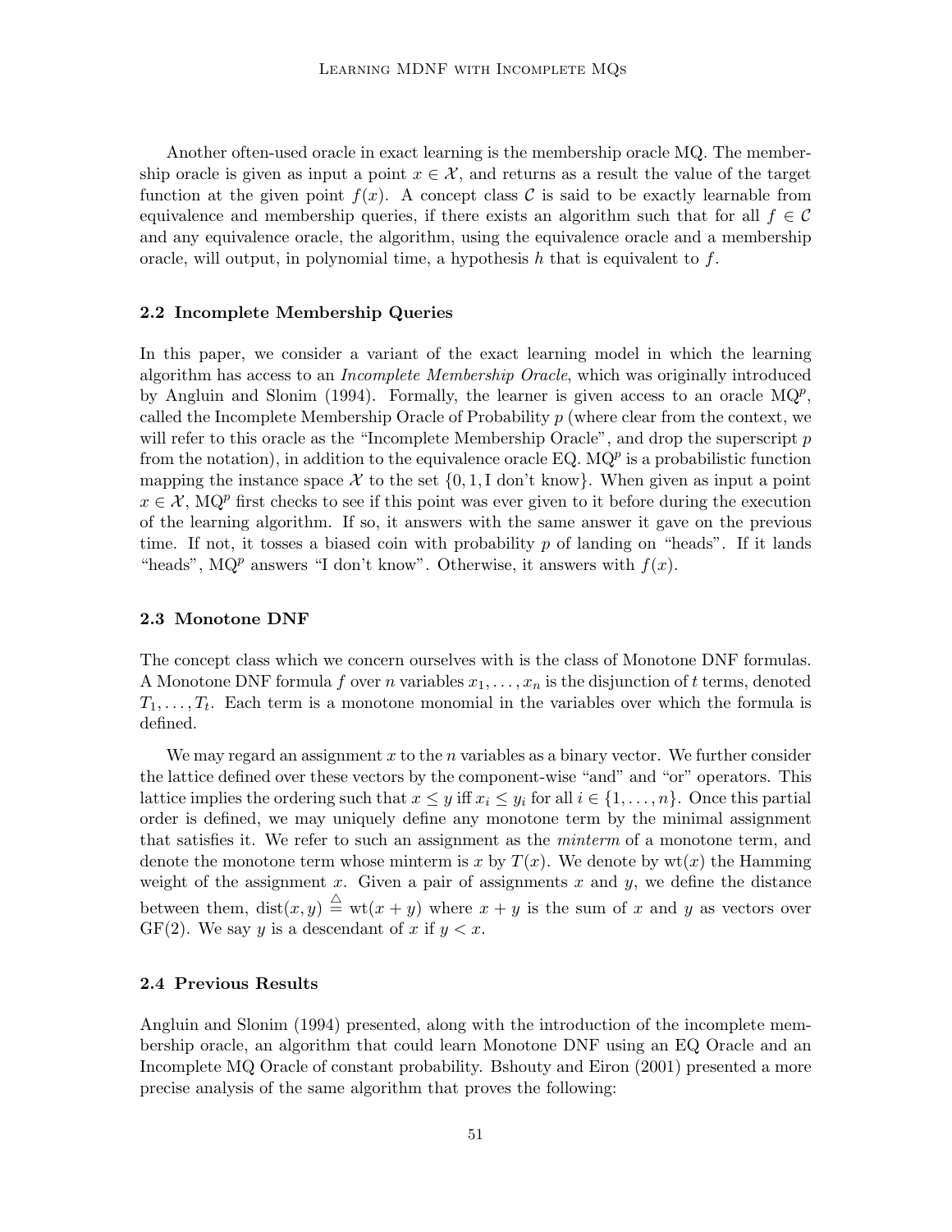Another often-used oracle in exact learning is the membership oracle MQ. The membership oracle is given as input a point $x \in \mathcal{X}$, and returns as a result the value of the target function at the given point $f(x)$. A concept class $\mathcal{C}$ is said to be exactly learnable from equivalence and membership queries, if there exists an algorithm such that for all $f \in \mathcal{C}$ and any equivalence oracle, the algorithm, using the equivalence oracle and a membership oracle, will output, in polynomial time, a hypothesis $h$ that is equivalent to $f$.

### 2.2 Incomplete Membership Queries

In this paper, we consider a variant of the exact learning model in which the learning algorithm has access to an *Incomplete Membership Oracle*, which was originally introduced by Angluin and Slonim (1994). Formally, the learner is given access to an oracle $\text{MQ}^p$, called the Incomplete Membership Oracle of Probability $p$ (where clear from the context, we will refer to this oracle as the "Incomplete Membership Oracle", and drop the superscript $p$ from the notation), in addition to the equivalence oracle EQ. $\text{MQ}^p$ is a probabilistic function mapping the instance space $\mathcal{X}$ to the set $\{0, 1, \text{I don't know}\}$. When given as input a point $x \in \mathcal{X}$, $\text{MQ}^p$ first checks to see if this point was ever given to it before during the execution of the learning algorithm. If so, it answers with the same answer it gave on the previous time. If not, it tosses a biased coin with probability $p$ of landing on "heads". If it lands "heads", $\text{MQ}^p$ answers "I don't know". Otherwise, it answers with $f(x)$.

### 2.3 Monotone DNF

The concept class which we concern ourselves with is the class of Monotone DNF formulas. A Monotone DNF formula $f$ over $n$ variables $x_1, \ldots, x_n$ is the disjunction of $t$ terms, denoted $T_1, \ldots, T_t$. Each term is a monotone monomial in the variables over which the formula is defined.

We may regard an assignment $x$ to the $n$ variables as a binary vector. We further consider the lattice defined over these vectors by the component-wise "and" and "or" operators. This lattice implies the ordering such that $x \leq y$ iff $x_i \leq y_i$ for all $i \in \{1, \ldots, n\}$. Once this partial order is defined, we may uniquely define any monotone term by the minimal assignment that satisfies it. We refer to such an assignment as the *minterm* of a monotone term, and denote the monotone term whose minterm is $x$ by $T(x)$. We denote by $\text{wt}(x)$ the Hamming weight of the assignment $x$. Given a pair of assignments $x$ and $y$, we define the distance between them, $\text{dist}(x, y) \stackrel{\triangle}{=} \text{wt}(x + y)$ where $x + y$ is the sum of $x$ and $y$ as vectors over $\text{GF}(2)$. We say $y$ is a descendant of $x$ if $y < x$.

### 2.4 Previous Results

Angluin and Slonim (1994) presented, along with the introduction of the incomplete membership oracle, an algorithm that could learn Monotone DNF using an EQ Oracle and an Incomplete MQ Oracle of constant probability. Bshouty and Eiron (2001) presented a more precise analysis of the same algorithm that proves the following: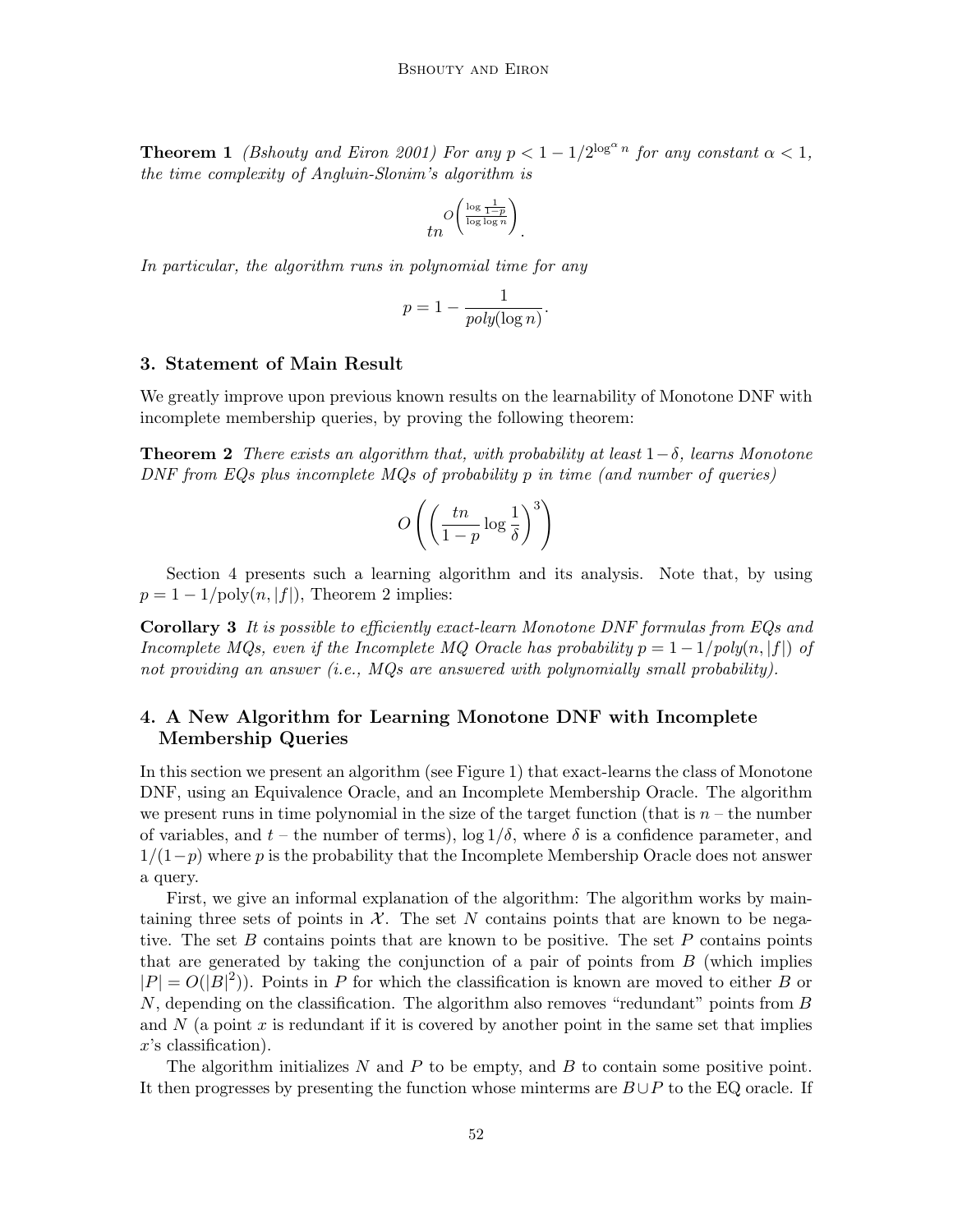**Theorem 1** *(Bshouty and Eiron 2001) For any $p < 1 - 1/2^{\log^{\alpha} n}$ for any constant $\alpha < 1$, the time complexity of Angluin-Slonim's algorithm is*

$$tn^{O\left(\frac{\log \frac{1}{1-p}}{\log \log n}\right)}.$$

*In particular, the algorithm runs in polynomial time for any*

$$p = 1 - \frac{1}{poly(\log n)}.$$

## 3. Statement of Main Result

We greatly improve upon previous known results on the learnability of Monotone DNF with incomplete membership queries, by proving the following theorem:

**Theorem 2** *There exists an algorithm that, with probability at least $1-\delta$, learns Monotone DNF from EQs plus incomplete MQs of probability $p$ in time (and number of queries)*

$$O\left(\left(\frac{tn}{1-p}\log\frac{1}{\delta}\right)^3\right)$$

Section 4 presents such a learning algorithm and its analysis. Note that, by using $p = 1 - 1/\text{poly}(n, |f|)$, Theorem 2 implies:

**Corollary 3** *It is possible to efficiently exact-learn Monotone DNF formulas from EQs and Incomplete MQs, even if the Incomplete MQ Oracle has probability $p = 1 - 1/poly(n, |f|)$ of not providing an answer (i.e., MQs are answered with polynomially small probability).*

## 4. A New Algorithm for Learning Monotone DNF with Incomplete Membership Queries

In this section we present an algorithm (see Figure 1) that exact-learns the class of Monotone DNF, using an Equivalence Oracle, and an Incomplete Membership Oracle. The algorithm we present runs in time polynomial in the size of the target function (that is $n$ – the number of variables, and $t$ – the number of terms), $\log 1/\delta$, where $\delta$ is a confidence parameter, and $1/(1-p)$ where $p$ is the probability that the Incomplete Membership Oracle does not answer a query.

First, we give an informal explanation of the algorithm: The algorithm works by maintaining three sets of points in $\mathcal{X}$. The set $N$ contains points that are known to be negative. The set $B$ contains points that are known to be positive. The set $P$ contains points that are generated by taking the conjunction of a pair of points from $B$ (which implies $|P| = O(|B|^2)$). Points in $P$ for which the classification is known are moved to either $B$ or $N$, depending on the classification. The algorithm also removes "redundant" points from $B$ and $N$ (a point $x$ is redundant if it is covered by another point in the same set that implies $x$'s classification).

The algorithm initializes $N$ and $P$ to be empty, and $B$ to contain some positive point. It then progresses by presenting the function whose minterms are $B \cup P$ to the EQ oracle. If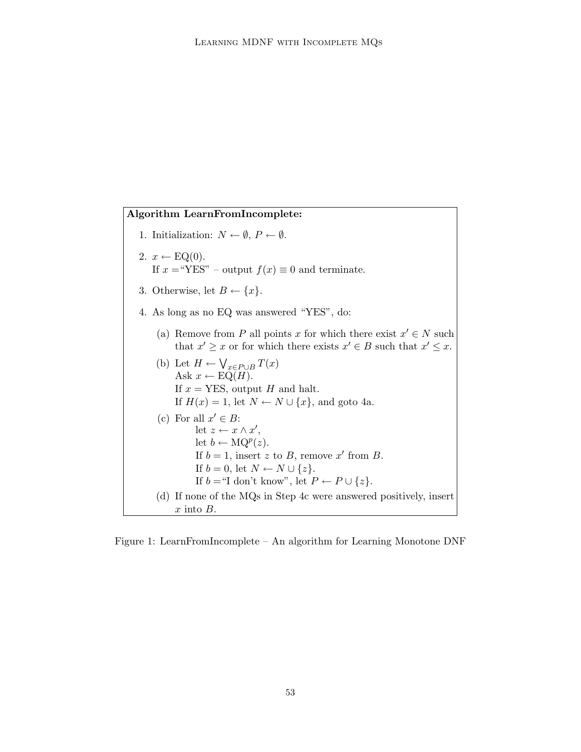**Algorithm LearnFromIncomplete:**

1. Initialization: $N \leftarrow \emptyset$, $P \leftarrow \emptyset$.
2. $x \leftarrow \text{EQ}(0)$.
   If $x =$"YES" – output $f(x) \equiv 0$ and terminate.
3. Otherwise, let $B \leftarrow \{x\}$.
4. As long as no EQ was answered "YES", do:
   (a) Remove from $P$ all points $x$ for which there exist $x' \in N$ such that $x' \geq x$ or for which there exists $x' \in B$ such that $x' \leq x$.
   (b) Let $H \leftarrow \bigvee_{x \in P \cup B} T(x)$
       Ask $x \leftarrow \text{EQ}(H)$.
       If $x =$ YES, output $H$ and halt.
       If $H(x) = 1$, let $N \leftarrow N \cup \{x\}$, and goto 4a.
   (c) For all $x' \in B$:
       let $z \leftarrow x \wedge x'$,
       let $b \leftarrow \text{MQ}^p(z)$.
       If $b = 1$, insert $z$ to $B$, remove $x'$ from $B$.
       If $b = 0$, let $N \leftarrow N \cup \{z\}$.
       If $b =$"I don't know", let $P \leftarrow P \cup \{z\}$.
   (d) If none of the MQs in Step 4c were answered positively, insert $x$ into $B$.

Figure 1: LearnFromIncomplete – An algorithm for Learning Monotone DNF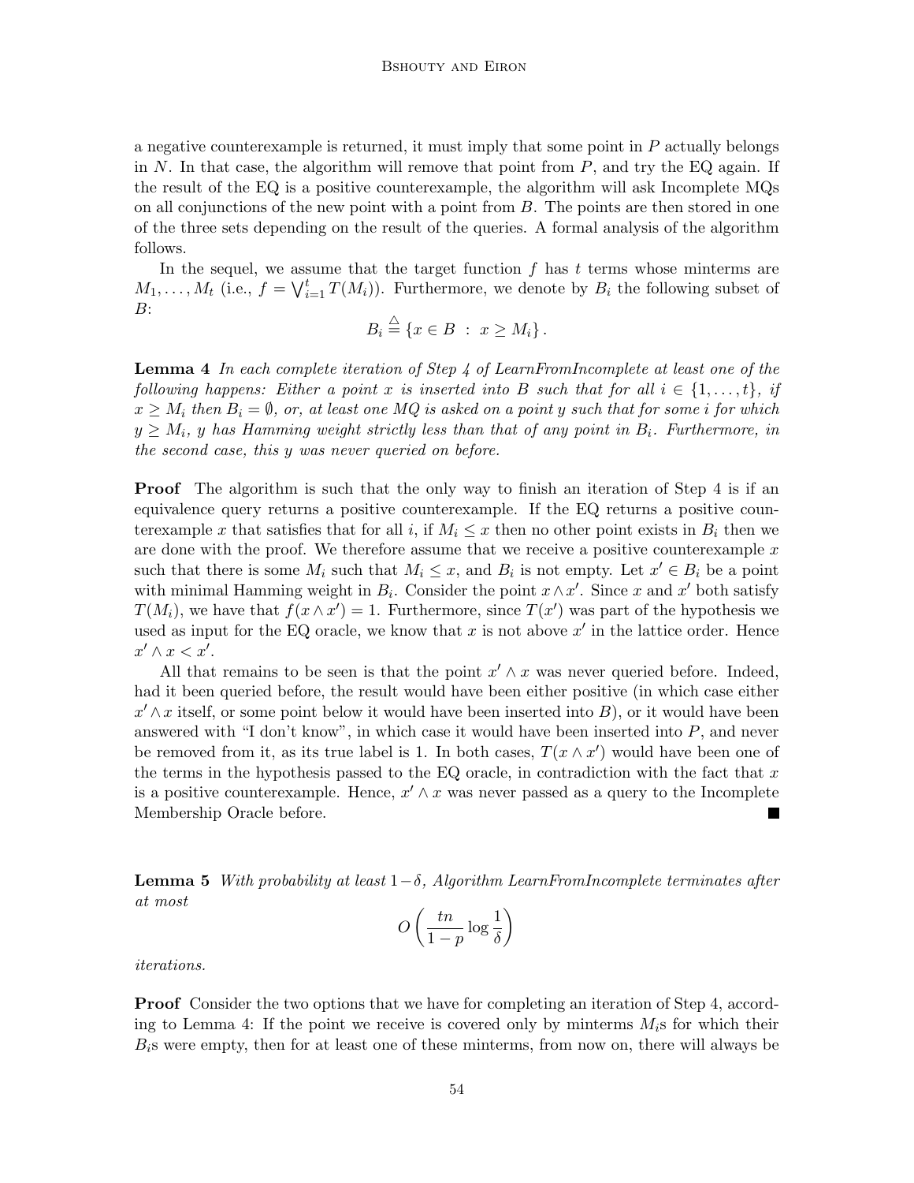a negative counterexample is returned, it must imply that some point in $P$ actually belongs in $N$. In that case, the algorithm will remove that point from $P$, and try the EQ again. If the result of the EQ is a positive counterexample, the algorithm will ask Incomplete MQs on all conjunctions of the new point with a point from $B$. The points are then stored in one of the three sets depending on the result of the queries. A formal analysis of the algorithm follows.

In the sequel, we assume that the target function $f$ has $t$ terms whose minterms are $M_1, \ldots, M_t$ (i.e., $f = \bigvee_{i=1}^{t} T(M_i)$). Furthermore, we denote by $B_i$ the following subset of $B$:

$$B_i \stackrel{\triangle}{=} \{x \in B \; : \; x \geq M_i\}.$$

**Lemma 4** *In each complete iteration of Step 4 of LearnFromIncomplete at least one of the following happens: Either a point $x$ is inserted into $B$ such that for all $i \in \{1, \ldots, t\}$, if $x \geq M_i$ then $B_i = \emptyset$, or, at least one MQ is asked on a point $y$ such that for some $i$ for which $y \geq M_i$, $y$ has Hamming weight strictly less than that of any point in $B_i$. Furthermore, in the second case, this $y$ was never queried on before.*

**Proof** The algorithm is such that the only way to finish an iteration of Step 4 is if an equivalence query returns a positive counterexample. If the EQ returns a positive counterexample $x$ that satisfies that for all $i$, if $M_i \leq x$ then no other point exists in $B_i$ then we are done with the proof. We therefore assume that we receive a positive counterexample $x$ such that there is some $M_i$ such that $M_i \leq x$, and $B_i$ is not empty. Let $x' \in B_i$ be a point with minimal Hamming weight in $B_i$. Consider the point $x \wedge x'$. Since $x$ and $x'$ both satisfy $T(M_i)$, we have that $f(x \wedge x') = 1$. Furthermore, since $T(x')$ was part of the hypothesis we used as input for the EQ oracle, we know that $x$ is not above $x'$ in the lattice order. Hence $x' \wedge x < x'$.

All that remains to be seen is that the point $x' \wedge x$ was never queried before. Indeed, had it been queried before, the result would have been either positive (in which case either $x' \wedge x$ itself, or some point below it would have been inserted into $B$), or it would have been answered with "I don't know", in which case it would have been inserted into $P$, and never be removed from it, as its true label is 1. In both cases, $T(x \wedge x')$ would have been one of the terms in the hypothesis passed to the EQ oracle, in contradiction with the fact that $x$ is a positive counterexample. Hence, $x' \wedge x$ was never passed as a query to the Incomplete Membership Oracle before. ∎

**Lemma 5** *With probability at least $1-\delta$, Algorithm LearnFromIncomplete terminates after at most*

$$O\left(\frac{tn}{1-p} \log \frac{1}{\delta}\right)$$

*iterations.*

**Proof** Consider the two options that we have for completing an iteration of Step 4, according to Lemma 4: If the point we receive is covered only by minterms $M_i$s for which their $B_i$s were empty, then for at least one of these minterms, from now on, there will always be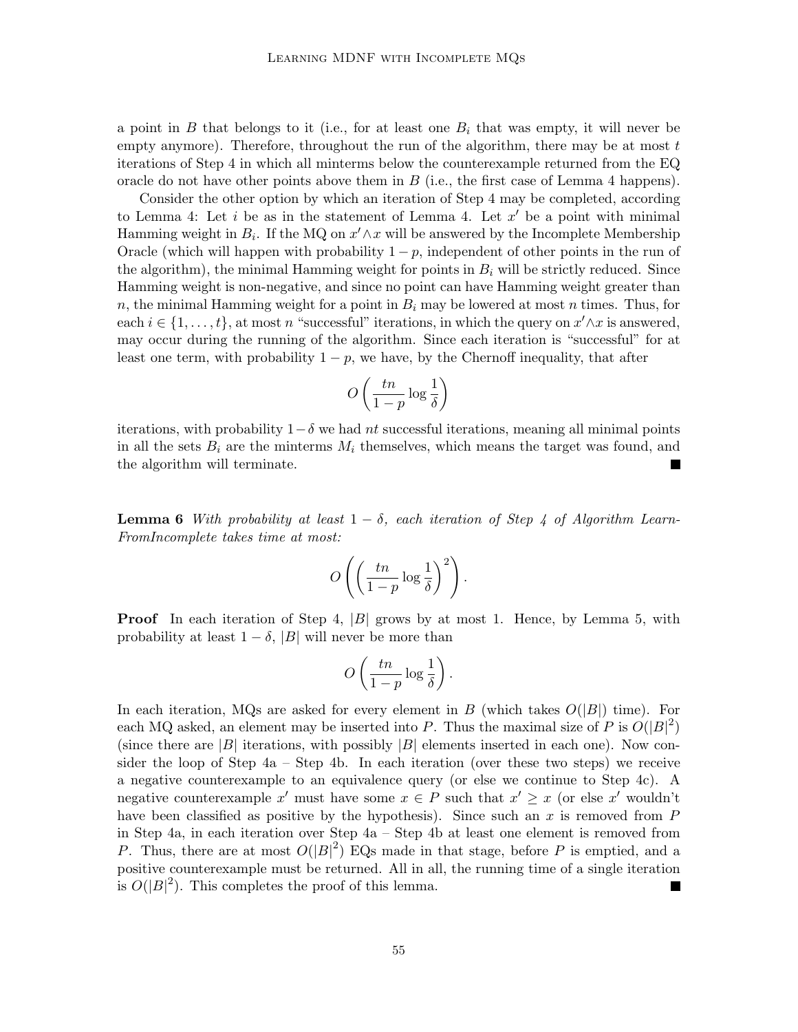a point in $B$ that belongs to it (i.e., for at least one $B_i$ that was empty, it will never be empty anymore). Therefore, throughout the run of the algorithm, there may be at most $t$ iterations of Step 4 in which all minterms below the counterexample returned from the EQ oracle do not have other points above them in $B$ (i.e., the first case of Lemma 4 happens).

Consider the other option by which an iteration of Step 4 may be completed, according to Lemma 4: Let $i$ be as in the statement of Lemma 4. Let $x'$ be a point with minimal Hamming weight in $B_i$. If the MQ on $x' \wedge x$ will be answered by the Incomplete Membership Oracle (which will happen with probability $1-p$, independent of other points in the run of the algorithm), the minimal Hamming weight for points in $B_i$ will be strictly reduced. Since Hamming weight is non-negative, and since no point can have Hamming weight greater than $n$, the minimal Hamming weight for a point in $B_i$ may be lowered at most $n$ times. Thus, for each $i \in \{1, \dots, t\}$, at most $n$ "successful" iterations, in which the query on $x' \wedge x$ is answered, may occur during the running of the algorithm. Since each iteration is "successful" for at least one term, with probability $1-p$, we have, by the Chernoff inequality, that after

$$O\left(\frac{tn}{1-p}\log\frac{1}{\delta}\right)$$

iterations, with probability $1-\delta$ we had $nt$ successful iterations, meaning all minimal points in all the sets $B_i$ are the minterms $M_i$ themselves, which means the target was found, and the algorithm will terminate. ■

**Lemma 6** *With probability at least $1-\delta$, each iteration of Step 4 of Algorithm LearnFromIncomplete takes time at most:*

$$O\left(\left(\frac{tn}{1-p}\log\frac{1}{\delta}\right)^2\right).$$

**Proof** In each iteration of Step 4, $|B|$ grows by at most 1. Hence, by Lemma 5, with probability at least $1-\delta$, $|B|$ will never be more than

$$O\left(\frac{tn}{1-p}\log\frac{1}{\delta}\right).$$

In each iteration, MQs are asked for every element in $B$ (which takes $O(|B|)$ time). For each MQ asked, an element may be inserted into $P$. Thus the maximal size of $P$ is $O(|B|^2)$ (since there are $|B|$ iterations, with possibly $|B|$ elements inserted in each one). Now consider the loop of Step 4a – Step 4b. In each iteration (over these two steps) we receive a negative counterexample to an equivalence query (or else we continue to Step 4c). A negative counterexample $x'$ must have some $x \in P$ such that $x' \geq x$ (or else $x'$ wouldn't have been classified as positive by the hypothesis). Since such an $x$ is removed from $P$ in Step 4a, in each iteration over Step 4a – Step 4b at least one element is removed from $P$. Thus, there are at most $O(|B|^2)$ EQs made in that stage, before $P$ is emptied, and a positive counterexample must be returned. All in all, the running time of a single iteration is $O(|B|^2)$. This completes the proof of this lemma. ■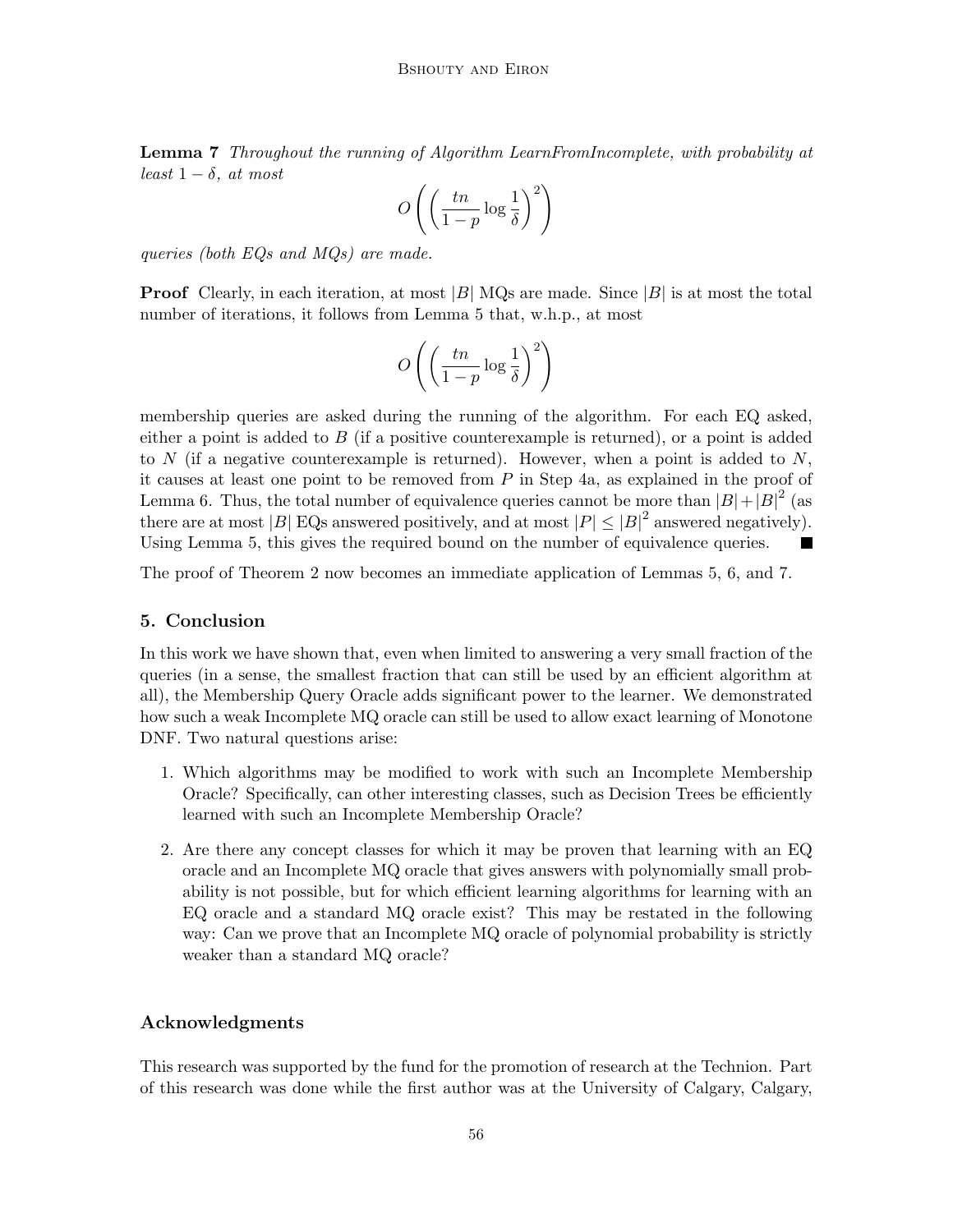**Lemma 7** *Throughout the running of Algorithm LearnFromIncomplete, with probability at least* $1 - \delta$*, at most*

$$O\left(\left(\frac{tn}{1-p}\log\frac{1}{\delta}\right)^2\right)$$

*queries (both EQs and MQs) are made.*

**Proof** Clearly, in each iteration, at most $|B|$ MQs are made. Since $|B|$ is at most the total number of iterations, it follows from Lemma 5 that, w.h.p., at most

$$O\left(\left(\frac{tn}{1-p}\log\frac{1}{\delta}\right)^2\right)$$

membership queries are asked during the running of the algorithm. For each EQ asked, either a point is added to $B$ (if a positive counterexample is returned), or a point is added to $N$ (if a negative counterexample is returned). However, when a point is added to $N$, it causes at least one point to be removed from $P$ in Step 4a, as explained in the proof of Lemma 6. Thus, the total number of equivalence queries cannot be more than $|B| + |B|^2$ (as there are at most $|B|$ EQs answered positively, and at most $|P| \leq |B|^2$ answered negatively). Using Lemma 5, this gives the required bound on the number of equivalence queries. ■

The proof of Theorem 2 now becomes an immediate application of Lemmas 5, 6, and 7.

## 5. Conclusion

In this work we have shown that, even when limited to answering a very small fraction of the queries (in a sense, the smallest fraction that can still be used by an efficient algorithm at all), the Membership Query Oracle adds significant power to the learner. We demonstrated how such a weak Incomplete MQ oracle can still be used to allow exact learning of Monotone DNF. Two natural questions arise:

1. Which algorithms may be modified to work with such an Incomplete Membership Oracle? Specifically, can other interesting classes, such as Decision Trees be efficiently learned with such an Incomplete Membership Oracle?

2. Are there any concept classes for which it may be proven that learning with an EQ oracle and an Incomplete MQ oracle that gives answers with polynomially small probability is not possible, but for which efficient learning algorithms for learning with an EQ oracle and a standard MQ oracle exist? This may be restated in the following way: Can we prove that an Incomplete MQ oracle of polynomial probability is strictly weaker than a standard MQ oracle?

## Acknowledgments

This research was supported by the fund for the promotion of research at the Technion. Part of this research was done while the first author was at the University of Calgary, Calgary,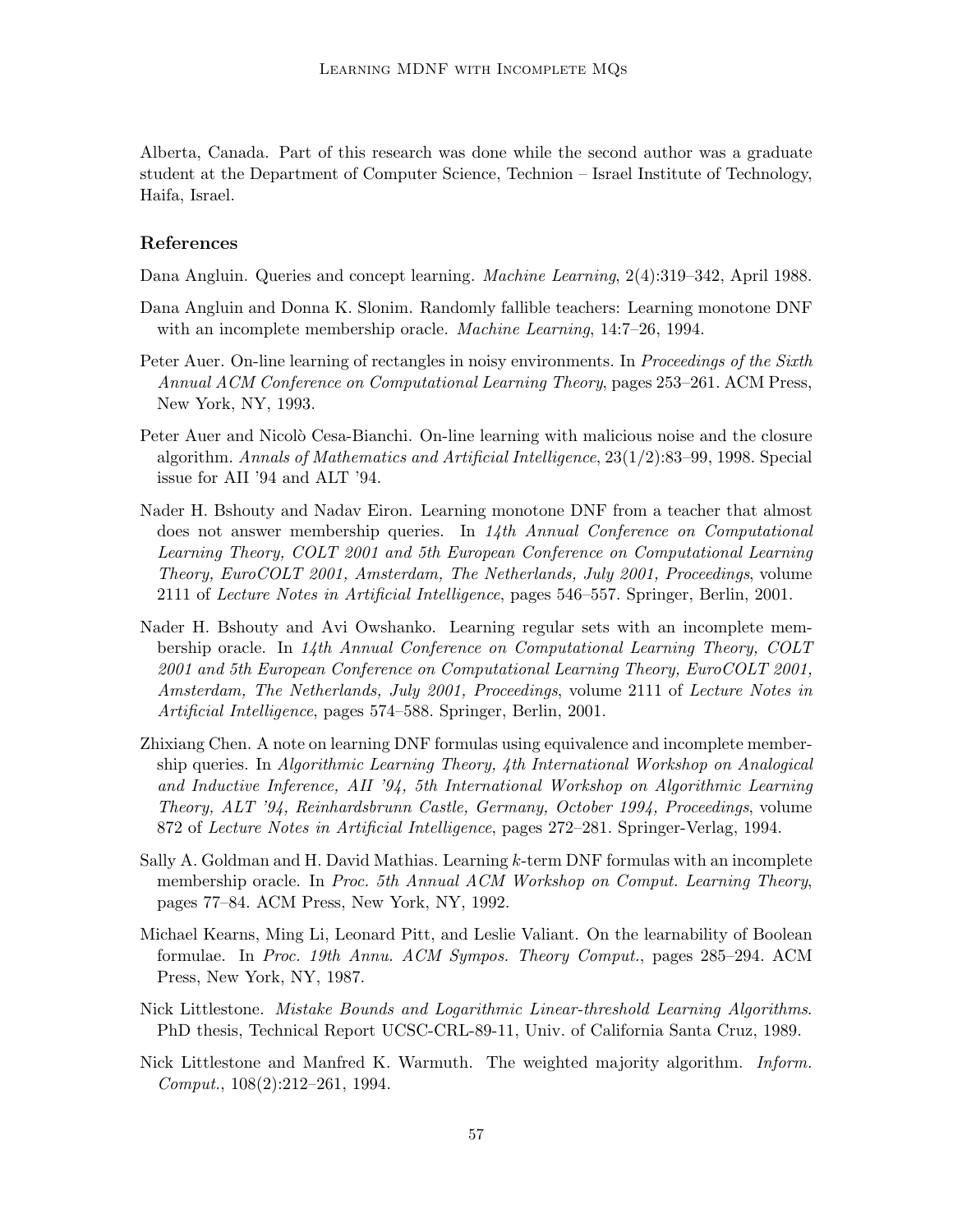Alberta, Canada. Part of this research was done while the second author was a graduate student at the Department of Computer Science, Technion – Israel Institute of Technology, Haifa, Israel.

## References

Dana Angluin. Queries and concept learning. *Machine Learning*, 2(4):319–342, April 1988.

Dana Angluin and Donna K. Slonim. Randomly fallible teachers: Learning monotone DNF with an incomplete membership oracle. *Machine Learning*, 14:7–26, 1994.

Peter Auer. On-line learning of rectangles in noisy environments. In *Proceedings of the Sixth Annual ACM Conference on Computational Learning Theory*, pages 253–261. ACM Press, New York, NY, 1993.

Peter Auer and Nicolò Cesa-Bianchi. On-line learning with malicious noise and the closure algorithm. *Annals of Mathematics and Artificial Intelligence*, 23(1/2):83–99, 1998. Special issue for AII '94 and ALT '94.

Nader H. Bshouty and Nadav Eiron. Learning monotone DNF from a teacher that almost does not answer membership queries. In *14th Annual Conference on Computational Learning Theory, COLT 2001 and 5th European Conference on Computational Learning Theory, EuroCOLT 2001, Amsterdam, The Netherlands, July 2001, Proceedings*, volume 2111 of *Lecture Notes in Artificial Intelligence*, pages 546–557. Springer, Berlin, 2001.

Nader H. Bshouty and Avi Owshanko. Learning regular sets with an incomplete membership oracle. In *14th Annual Conference on Computational Learning Theory, COLT 2001 and 5th European Conference on Computational Learning Theory, EuroCOLT 2001, Amsterdam, The Netherlands, July 2001, Proceedings*, volume 2111 of *Lecture Notes in Artificial Intelligence*, pages 574–588. Springer, Berlin, 2001.

Zhixiang Chen. A note on learning DNF formulas using equivalence and incomplete membership queries. In *Algorithmic Learning Theory, 4th International Workshop on Analogical and Inductive Inference, AII '94, 5th International Workshop on Algorithmic Learning Theory, ALT '94, Reinhardsbrunn Castle, Germany, October 1994, Proceedings*, volume 872 of *Lecture Notes in Artificial Intelligence*, pages 272–281. Springer-Verlag, 1994.

Sally A. Goldman and H. David Mathias. Learning $k$-term DNF formulas with an incomplete membership oracle. In *Proc. 5th Annual ACM Workshop on Comput. Learning Theory*, pages 77–84. ACM Press, New York, NY, 1992.

Michael Kearns, Ming Li, Leonard Pitt, and Leslie Valiant. On the learnability of Boolean formulae. In *Proc. 19th Annu. ACM Sympos. Theory Comput.*, pages 285–294. ACM Press, New York, NY, 1987.

Nick Littlestone. *Mistake Bounds and Logarithmic Linear-threshold Learning Algorithms*. PhD thesis, Technical Report UCSC-CRL-89-11, Univ. of California Santa Cruz, 1989.

Nick Littlestone and Manfred K. Warmuth. The weighted majority algorithm. *Inform. Comput.*, 108(2):212–261, 1994.